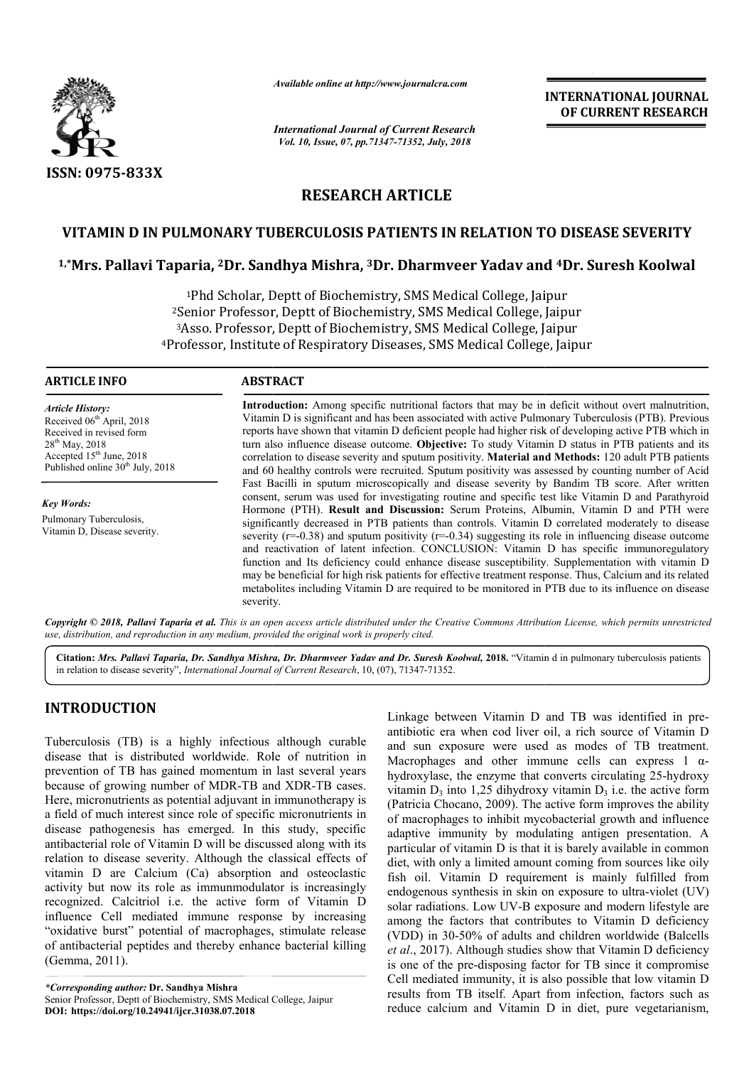ISSN: 0975-833X

*Available online at http://www.journalcra.com*

*International Journal of Current Research*
*Vol. 10, Issue, 07, pp.71347-71352, July, 2018*

**INTERNATIONAL JOURNAL OF CURRENT RESEARCH**

## RESEARCH ARTICLE

# VITAMIN D IN PULMONARY TUBERCULOSIS PATIENTS IN RELATION TO DISEASE SEVERITY

**[1,*]Mrs. Pallavi Taparia, [2]Dr. Sandhya Mishra, [3]Dr. Dharmveer Yadav and [4]Dr. Suresh Koolwal**

[1]Phd Scholar, Deptt of Biochemistry, SMS Medical College, Jaipur
[2]Senior Professor, Deptt of Biochemistry, SMS Medical College, Jaipur
[3]Asso. Professor, Deptt of Biochemistry, SMS Medical College, Jaipur
[4]Professor, Institute of Respiratory Diseases, SMS Medical College, Jaipur

### ARTICLE INFO

*Article History:*
Received 06th April, 2018
Received in revised form 28th May, 2018
Accepted 15th June, 2018
Published online 30th July, 2018

*Key Words:*
Pulmonary Tuberculosis, Vitamin D, Disease severity.

### ABSTRACT

**Introduction:** Among specific nutritional factors that may be in deficit without overt malnutrition, Vitamin D is significant and has been associated with active Pulmonary Tuberculosis (PTB). Previous reports have shown that vitamin D deficient people had higher risk of developing active PTB which in turn also influence disease outcome. **Objective:** To study Vitamin D status in PTB patients and its correlation to disease severity and sputum positivity. **Material and Methods:** 120 adult PTB patients and 60 healthy controls were recruited. Sputum positivity was assessed by counting number of Acid Fast Bacilli in sputum microscopically and disease severity by Bandim TB score. After written consent, serum was used for investigating routine and specific test like Vitamin D and Parathyroid Hormone (PTH). **Result and Discussion:** Serum Proteins, Albumin, Vitamin D and PTH were significantly decreased in PTB patients than controls. Vitamin D correlated moderately to disease severity (r=-0.38) and sputum positivity (r=-0.34) suggesting its role in influencing disease outcome and reactivation of latent infection. CONCLUSION: Vitamin D has specific immunoregulatory function and Its deficiency could enhance disease susceptibility. Supplementation with vitamin D may be beneficial for high risk patients for effective treatment response. Thus, Calcium and its related metabolites including Vitamin D are required to be monitored in PTB due to its influence on disease severity.

*Copyright © 2018, Pallavi Taparia et al. This is an open access article distributed under the Creative Commons Attribution License, which permits unrestricted use, distribution, and reproduction in any medium, provided the original work is properly cited.*

**Citation:** *Mrs. Pallavi Taparia, Dr. Sandhya Mishra, Dr. Dharmveer Yadav and Dr. Suresh Koolwal,* **2018.** "Vitamin d in pulmonary tuberculosis patients in relation to disease severity", *International Journal of Current Research*, 10, (07), 71347-71352.

## INTRODUCTION

Tuberculosis (TB) is a highly infectious although curable disease that is distributed worldwide. Role of nutrition in prevention of TB has gained momentum in last several years because of growing number of MDR-TB and XDR-TB cases. Here, micronutrients as potential adjuvant in immunotherapy is a field of much interest since role of specific micronutrients in disease pathogenesis has emerged. In this study, specific antibacterial role of Vitamin D will be discussed along with its relation to disease severity. Although the classical effects of vitamin D are Calcium (Ca) absorption and osteoclastic activity but now its role as immunmodulator is increasingly recognized. Calcitriol i.e. the active form of Vitamin D influence Cell mediated immune response by increasing "oxidative burst" potential of macrophages, stimulate release of antibacterial peptides and thereby enhance bacterial killing (Gemma, 2011).

Linkage between Vitamin D and TB was identified in pre-antibiotic era when cod liver oil, a rich source of Vitamin D and sun exposure were used as modes of TB treatment. Macrophages and other immune cells can express 1 α-hydroxylase, the enzyme that converts circulating 25-hydroxy vitamin $D_3$ into 1,25 dihydroxy vitamin $D_3$ i.e. the active form (Patricia Chocano, 2009). The active form improves the ability of macrophages to inhibit mycobacterial growth and influence adaptive immunity by modulating antigen presentation. A particular of vitamin D is that it is barely available in common diet, with only a limited amount coming from sources like oily fish oil. Vitamin D requirement is mainly fulfilled from endogenous synthesis in skin on exposure to ultra-violet (UV) solar radiations. Low UV-B exposure and modern lifestyle are among the factors that contributes to Vitamin D deficiency (VDD) in 30-50% of adults and children worldwide (Balcells *et al*., 2017). Although studies show that Vitamin D deficiency is one of the pre-disposing factor for TB since it compromise Cell mediated immunity, it is also possible that low vitamin D results from TB itself. Apart from infection, factors such as reduce calcium and Vitamin D in diet, pure vegetarianism,

*\*Corresponding author:* **Dr. Sandhya Mishra**
Senior Professor, Deptt of Biochemistry, SMS Medical College, Jaipur
**DOI: https://doi.org/10.24941/ijcr.31038.07.2018**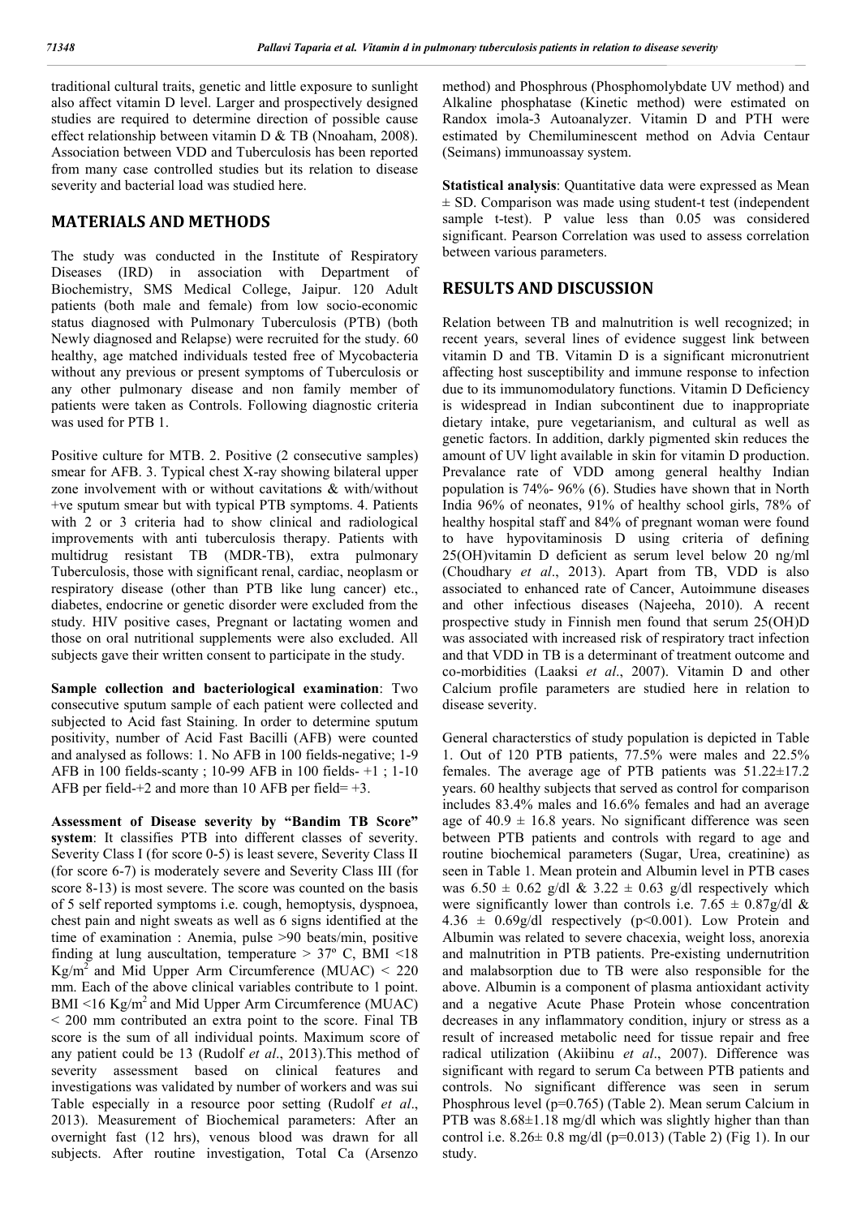traditional cultural traits, genetic and little exposure to sunlight also affect vitamin D level. Larger and prospectively designed studies are required to determine direction of possible cause effect relationship between vitamin D & TB (Nnoaham, 2008). Association between VDD and Tuberculosis has been reported from many case controlled studies but its relation to disease severity and bacterial load was studied here.

## MATERIALS AND METHODS

The study was conducted in the Institute of Respiratory Diseases (IRD) in association with Department of Biochemistry, SMS Medical College, Jaipur. 120 Adult patients (both male and female) from low socio-economic status diagnosed with Pulmonary Tuberculosis (PTB) (both Newly diagnosed and Relapse) were recruited for the study. 60 healthy, age matched individuals tested free of Mycobacteria without any previous or present symptoms of Tuberculosis or any other pulmonary disease and non family member of patients were taken as Controls. Following diagnostic criteria was used for PTB 1.

Positive culture for MTB. 2. Positive (2 consecutive samples) smear for AFB. 3. Typical chest X-ray showing bilateral upper zone involvement with or without cavitations & with/without +ve sputum smear but with typical PTB symptoms. 4. Patients with 2 or 3 criteria had to show clinical and radiological improvements with anti tuberculosis therapy. Patients with multidrug resistant TB (MDR-TB), extra pulmonary Tuberculosis, those with significant renal, cardiac, neoplasm or respiratory disease (other than PTB like lung cancer) etc., diabetes, endocrine or genetic disorder were excluded from the study. HIV positive cases, Pregnant or lactating women and those on oral nutritional supplements were also excluded. All subjects gave their written consent to participate in the study.

**Sample collection and bacteriological examination**: Two consecutive sputum sample of each patient were collected and subjected to Acid fast Staining. In order to determine sputum positivity, number of Acid Fast Bacilli (AFB) were counted and analysed as follows: 1. No AFB in 100 fields-negative; 1-9 AFB in 100 fields-scanty ; 10-99 AFB in 100 fields- +1 ; 1-10 AFB per field-+2 and more than 10 AFB per field= +3.

**Assessment of Disease severity by "Bandim TB Score" system**: It classifies PTB into different classes of severity. Severity Class I (for score 0-5) is least severe, Severity Class II (for score 6-7) is moderately severe and Severity Class III (for score 8-13) is most severe. The score was counted on the basis of 5 self reported symptoms i.e. cough, hemoptysis, dyspnoea, chest pain and night sweats as well as 6 signs identified at the time of examination : Anemia, pulse >90 beats/min, positive finding at lung auscultation, temperature > 37º C, BMI <18 Kg/m$^2$ and Mid Upper Arm Circumference (MUAC) < 220 mm. Each of the above clinical variables contribute to 1 point. BMI <16 Kg/m$^2$ and Mid Upper Arm Circumference (MUAC) < 200 mm contributed an extra point to the score. Final TB score is the sum of all individual points. Maximum score of any patient could be 13 (Rudolf *et al*., 2013).This method of severity assessment based on clinical features and investigations was validated by number of workers and was sui Table especially in a resource poor setting (Rudolf *et al*., 2013). Measurement of Biochemical parameters: After an overnight fast (12 hrs), venous blood was drawn for all subjects. After routine investigation, Total Ca (Arsenzo method) and Phosphrous (Phosphomolybdate UV method) and Alkaline phosphatase (Kinetic method) were estimated on Randox imola-3 Autoanalyzer. Vitamin D and PTH were estimated by Chemiluminescent method on Advia Centaur (Seimans) immunoassay system.

**Statistical analysis**: Quantitative data were expressed as Mean ± SD. Comparison was made using student-t test (independent sample t-test). P value less than 0.05 was considered significant. Pearson Correlation was used to assess correlation between various parameters.

## RESULTS AND DISCUSSION

Relation between TB and malnutrition is well recognized; in recent years, several lines of evidence suggest link between vitamin D and TB. Vitamin D is a significant micronutrient affecting host susceptibility and immune response to infection due to its immunomodulatory functions. Vitamin D Deficiency is widespread in Indian subcontinent due to inappropriate dietary intake, pure vegetarianism, and cultural as well as genetic factors. In addition, darkly pigmented skin reduces the amount of UV light available in skin for vitamin D production. Prevalance rate of VDD among general healthy Indian population is 74%- 96% (6). Studies have shown that in North India 96% of neonates, 91% of healthy school girls, 78% of healthy hospital staff and 84% of pregnant woman were found to have hypovitaminosis D using criteria of defining 25(OH)vitamin D deficient as serum level below 20 ng/ml (Choudhary *et al*., 2013). Apart from TB, VDD is also associated to enhanced rate of Cancer, Autoimmune diseases and other infectious diseases (Najeeha, 2010). A recent prospective study in Finnish men found that serum 25(OH)D was associated with increased risk of respiratory tract infection and that VDD in TB is a determinant of treatment outcome and co-morbidities (Laaksi *et al*., 2007). Vitamin D and other Calcium profile parameters are studied here in relation to disease severity.

General characterstics of study population is depicted in Table 1. Out of 120 PTB patients, 77.5% were males and 22.5% females. The average age of PTB patients was 51.22±17.2 years. 60 healthy subjects that served as control for comparison includes 83.4% males and 16.6% females and had an average age of 40.9 ± 16.8 years. No significant difference was seen between PTB patients and controls with regard to age and routine biochemical parameters (Sugar, Urea, creatinine) as seen in Table 1. Mean protein and Albumin level in PTB cases was 6.50 ± 0.62 g/dl & 3.22 ± 0.63 g/dl respectively which were significantly lower than controls i.e. 7.65 ± 0.87g/dl & 4.36 ± 0.69g/dl respectively (p<0.001). Low Protein and Albumin was related to severe chacexia, weight loss, anorexia and malnutrition in PTB patients. Pre-existing undernutrition and malabsorption due to TB were also responsible for the above. Albumin is a component of plasma antioxidant activity and a negative Acute Phase Protein whose concentration decreases in any inflammatory condition, injury or stress as a result of increased metabolic need for tissue repair and free radical utilization (Akiibinu *et al*., 2007). Difference was significant with regard to serum Ca between PTB patients and controls. No significant difference was seen in serum Phosphrous level (p=0.765) (Table 2). Mean serum Calcium in PTB was 8.68±1.18 mg/dl which was slightly higher than than control i.e. 8.26± 0.8 mg/dl (p=0.013) (Table 2) (Fig 1). In our study.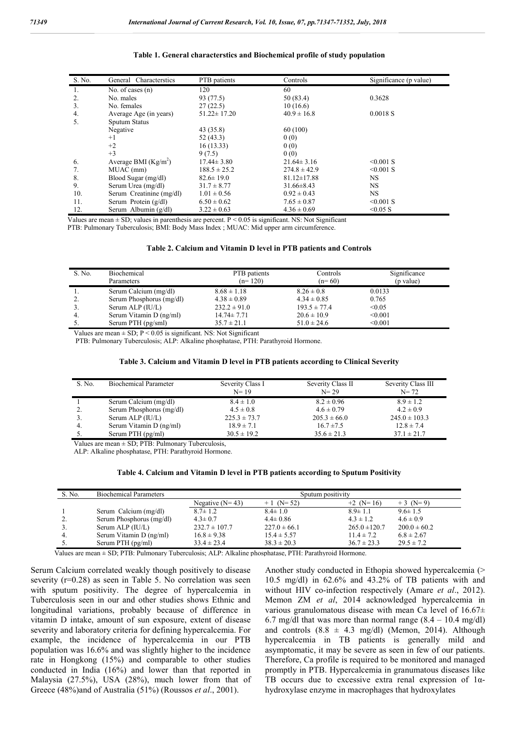**Table 1. General characterstics and Biochemical profile of study population**

| S. No. | General Characterstics | PTB patients | Controls | Significance (p value) |
|---|---|---|---|---|
| 1. | No. of cases (n) | 120 | 60 | |
| 2. | No. males | 93 (77.5) | 50 (83.4) | 0.3628 |
| 3. | No. females | 27 (22.5) | 10 (16.6) | |
| 4. | Average Age (in years) | 51.22± 17.20 | 40.9 ± 16.8 | 0.0018 S |
| 5. | Sputum Status | | | |
| | Negative | 43 (35.8) | 60 (100) | |
| | +1 | 52 (43.3) | 0 (0) | |
| | +2 | 16 (13.33) | 0 (0) | |
| | +3 | 9 (7.5) | 0 (0) | |
| 6. | Average BMI (Kg/m$^2$) | 17.44± 3.80 | 21.64± 3.16 | <0.001 S |
| 7. | MUAC (mm) | 188.5 ± 25.2 | 274.8 ± 42.9 | <0.001 S |
| 8. | Blood Sugar (mg/dl) | 82.6± 19.0 | 81.12±17.88 | NS |
| 9. | Serum Urea (mg/dl) | 31.7 ± 8.77 | 31.66±8.43 | NS |
| 10. | Serum Creatinine (mg/dl) | 1.01 ± 0.56 | 0.92 ± 0.43 | NS |
| 11. | Serum Protein (g/dl) | 6.50 ± 0.62 | 7.65 ± 0.87 | <0.001 S |
| 12. | Serum Albumin (g/dl) | 3.22 ± 0.63 | 4.36 ± 0.69 | <0.05 S |

Values are mean ± SD; values in parenthesis are percent. P < 0.05 is significant. NS: Not Significant
PTB: Pulmonary Tuberculosis; BMI: Body Mass Index ; MUAC: Mid upper arm circumference.

**Table 2. Calcium and Vitamin D level in PTB patients and Controls**

| S. No. | Biochemical Parameters | PTB patients (n= 120) | Controls (n= 60) | Significance (p value) |
|---|---|---|---|---|
| 1. | Serum Calcium (mg/dl) | 8.68 ± 1.18 | 8.26 ± 0.8 | 0.0133 |
| 2. | Serum Phosphorus (mg/dl) | 4.38 ± 0.89 | 4.34 ± 0.85 | 0.765 |
| 3. | Serum ALP (IU/L) | 232.2 ± 91.0 | 193.5 ± 77.4 | <0.05 |
| 4. | Serum Vitamin D (ng/ml) | 14.74± 7.71 | 20.6 ± 10.9 | <0.001 |
| 5. | Serum PTH (pg/sml) | 35.7 ± 21.1 | 51.0 ± 24.6 | <0.001 |

Values are mean ± SD; P < 0.05 is significant. NS: Not Significant
PTB: Pulmonary Tuberculosis; ALP: Alkaline phosphatase, PTH: Parathyroid Hormone.

**Table 3. Calcium and Vitamin D level in PTB patients according to Clinical Severity**

| S. No. | Biochemical Parameter | Severity Class I N= 19 | Severity Class II N= 29 | Severity Class III N= 72 |
|---|---|---|---|---|
| 1 | Serum Calcium (mg/dl) | 8.4 ± 1.0 | 8.2 ± 0.96 | 8.9 ± 1.2 |
| 2. | Serum Phosphorus (mg/dl) | 4.5 ± 0.8 | 4.6 ± 0.79 | 4.2 ± 0.9 |
| 3. | Serum ALP (IU/L) | 225.3 ± 73.7 | 205.3 ± 66.0 | 245.0 ± 103.3 |
| 4. | Serum Vitamin D (ng/ml) | 18.9 ± 7.1 | 16.7 ±7.5 | 12.8 ± 7.4 |
| 5. | Serum PTH (pg/ml) | 30.5 ± 19.2 | 35.6 ± 21.3 | 37.1 ± 21.7 |

Values are mean ± SD; PTB: Pulmonary Tuberculosis,
ALP: Alkaline phosphatase, PTH: Parathyroid Hormone.

**Table 4. Calcium and Vitamin D level in PTB patients according to Sputum Positivity**

| S. No. | Biochemical Parameters | Sputum positivity | | | |
|---|---|---|---|---|---|
| | | Negative (N= 43) | + 1 (N= 52) | +2 (N= 16) | + 3 (N= 9) |
| 1 | Serum Calcium (mg/dl) | 8.7± 1.2 | 8.4± 1.0 | 8.9± 1.1 | 9.6± 1.5 |
| 2. | Serum Phosphorus (mg/dl) | 4.3± 0.7 | 4.4± 0.86 | 4.3 ± 1.2 | 4.6 ± 0.9 |
| 3. | Serum ALP (IU/L) | 232.7 ± 107.7 | 227.0 ± 66.1 | 265.0 ±120.7 | 200.0 ± 60.2 |
| 4. | Serum Vitamin D (ng/ml) | 16.8 ± 9.38 | 15.4 ± 5.57 | 11.4 ± 7.2 | 6.8 ± 2.67 |
| 5. | Serum PTH (pg/ml) | 33.4 ± 23.4 | 38.3 ± 20.3 | 36.7 ± 23.3 | 29.5 ± 7.2 |

Values are mean ± SD; PTB: Pulmonary Tuberculosis; ALP: Alkaline phosphatase, PTH: Parathyroid Hormone.

Serum Calcium correlated weakly though positively to disease severity (r=0.28) as seen in Table 5. No correlation was seen with sputum positivity. The degree of hypercalcemia in Tuberculosis seen in our and other studies shows Ethnic and longitudinal variations, probably because of difference in vitamin D intake, amount of sun exposure, extent of disease severity and laboratory criteria for defining hypercalcemia. For example, the incidence of hypercalcemia in our PTB population was 16.6% and was slightly higher to the incidence rate in Hongkong (15%) and comparable to other studies conducted in India (16%) and lower than that reported in Malaysia (27.5%), USA (28%), much lower from that of Greece (48%)and of Australia (51%) (Roussos *et al*., 2001).

Another study conducted in Ethopia showed hypercalcemia (> 10.5 mg/dl) in 62.6% and 43.2% of TB patients with and without HIV co-infection respectively (Amare *et al*., 2012). Memon ZM *et al*, 2014 acknowledged hypercalcemia in various granulomatous disease with mean Ca level of 16.67± 6.7 mg/dl that was more than normal range (8.4 – 10.4 mg/dl) and controls (8.8 ± 4.3 mg/dl) (Memon, 2014). Although hypercalcemia in TB patients is generally mild and asymptomatic, it may be severe as seen in few of our patients. Therefore, Ca profile is required to be monitored and managed promptly in PTB. Hypercalcemia in granumatous diseases like TB occurs due to excessive extra renal expression of 1α-hydroxylase enzyme in macrophages that hydroxylates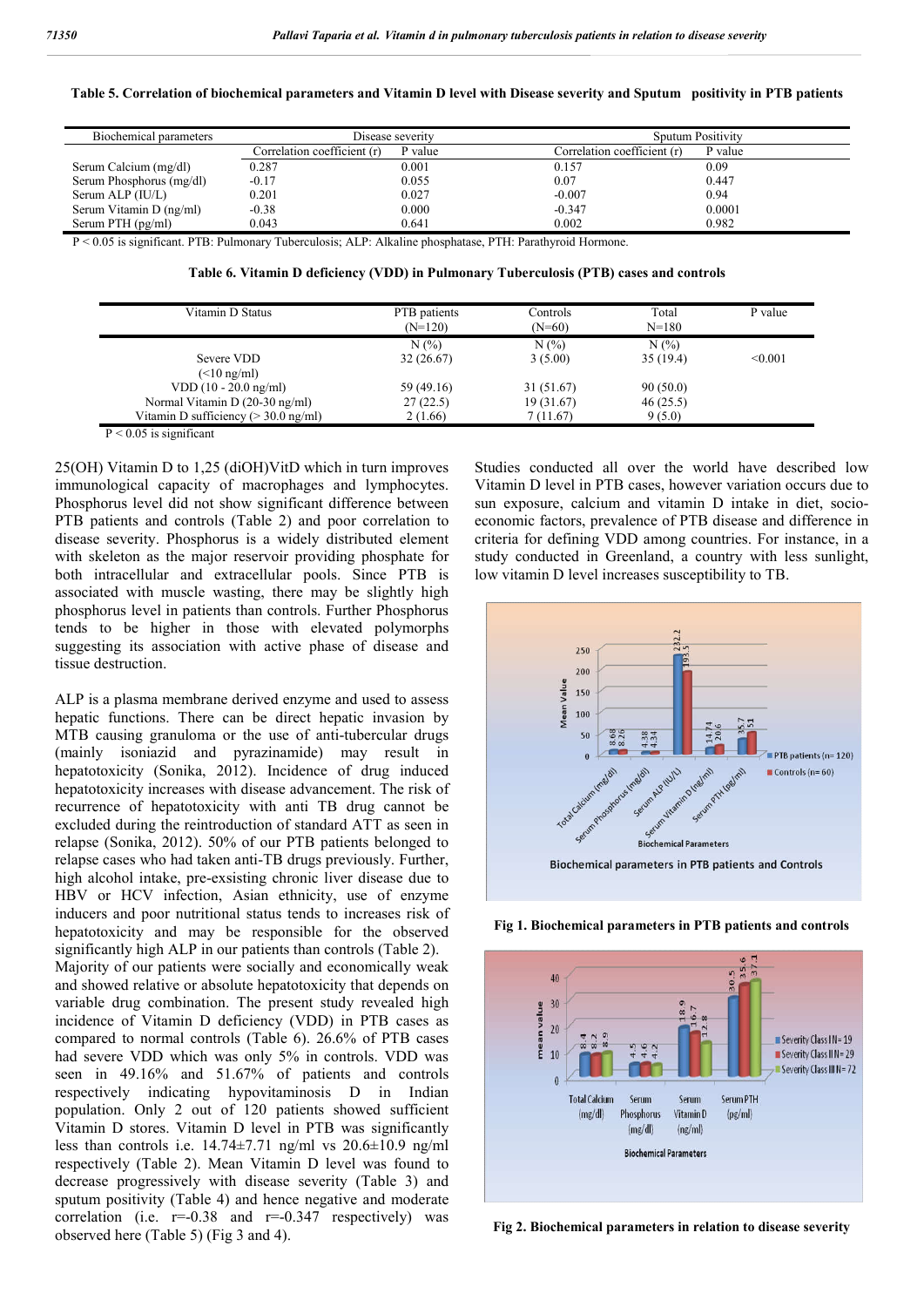**Table 5. Correlation of biochemical parameters and Vitamin D level with Disease severity and Sputum positivity in PTB patients**

| Biochemical parameters | Disease severity | | Sputum Positivity | |
|---|---|---|---|---|
| | Correlation coefficient (r) | P value | Correlation coefficient (r) | P value |
| Serum Calcium (mg/dl) | 0.287 | 0.001 | 0.157 | 0.09 |
| Serum Phosphorus (mg/dl) | -0.17 | 0.055 | 0.07 | 0.447 |
| Serum ALP (IU/L) | 0.201 | 0.027 | -0.007 | 0.94 |
| Serum Vitamin D (ng/ml) | -0.38 | 0.000 | -0.347 | 0.0001 |
| Serum PTH (pg/ml) | 0.043 | 0.641 | 0.002 | 0.982 |

P < 0.05 is significant. PTB: Pulmonary Tuberculosis; ALP: Alkaline phosphatase, PTH: Parathyroid Hormone.

**Table 6. Vitamin D deficiency (VDD) in Pulmonary Tuberculosis (PTB) cases and controls**

| Vitamin D Status | PTB patients (N=120) | Controls (N=60) | Total N=180 | P value |
|---|---|---|---|---|
| | N (%) | N (%) | N (%) | |
| Severe VDD (<10 ng/ml) | 32 (26.67) | 3 (5.00) | 35 (19.4) | <0.001 |
| VDD (10 - 20.0 ng/ml) | 59 (49.16) | 31 (51.67) | 90 (50.0) | |
| Normal Vitamin D (20-30 ng/ml) | 27 (22.5) | 19 (31.67) | 46 (25.5) | |
| Vitamin D sufficiency (> 30.0 ng/ml) | 2 (1.66) | 7 (11.67) | 9 (5.0) | |

P < 0.05 is significant

25(OH) Vitamin D to 1,25 (diOH)VitD which in turn improves immunological capacity of macrophages and lymphocytes. Phosphorus level did not show significant difference between PTB patients and controls (Table 2) and poor correlation to disease severity. Phosphorus is a widely distributed element with skeleton as the major reservoir providing phosphate for both intracellular and extracellular pools. Since PTB is associated with muscle wasting, there may be slightly high phosphorus level in patients than controls. Further Phosphorus tends to be higher in those with elevated polymorphs suggesting its association with active phase of disease and tissue destruction.

ALP is a plasma membrane derived enzyme and used to assess hepatic functions. There can be direct hepatic invasion by MTB causing granuloma or the use of anti-tubercular drugs (mainly isoniazid and pyrazinamide) may result in hepatotoxicity (Sonika, 2012). Incidence of drug induced hepatotoxicity increases with disease advancement. The risk of recurrence of hepatotoxicity with anti TB drug cannot be excluded during the reintroduction of standard ATT as seen in relapse (Sonika, 2012). 50% of our PTB patients belonged to relapse cases who had taken anti-TB drugs previously. Further, high alcohol intake, pre-exsisting chronic liver disease due to HBV or HCV infection, Asian ethnicity, use of enzyme inducers and poor nutritional status tends to increases risk of hepatotoxicity and may be responsible for the observed significantly high ALP in our patients than controls (Table 2).
Majority of our patients were socially and economically weak and showed relative or absolute hepatotoxicity that depends on variable drug combination. The present study revealed high incidence of Vitamin D deficiency (VDD) in PTB cases as compared to normal controls (Table 6). 26.6% of PTB cases had severe VDD which was only 5% in controls. VDD was seen in 49.16% and 51.67% of patients and controls respectively indicating hypovitaminosis D in Indian population. Only 2 out of 120 patients showed sufficient Vitamin D stores. Vitamin D level in PTB was significantly less than controls i.e. 14.74±7.71 ng/ml vs 20.6±10.9 ng/ml respectively (Table 2). Mean Vitamin D level was found to decrease progressively with disease severity (Table 3) and sputum positivity (Table 4) and hence negative and moderate correlation (i.e. r=-0.38 and r=-0.347 respectively) was observed here (Table 5) (Fig 3 and 4).

Studies conducted all over the world have described low Vitamin D level in PTB cases, however variation occurs due to sun exposure, calcium and vitamin D intake in diet, socio-economic factors, prevalence of PTB disease and difference in criteria for defining VDD among countries. For instance, in a study conducted in Greenland, a country with less sunlight, low vitamin D level increases susceptibility to TB.

**Fig 1. Biochemical parameters in PTB patients and controls**

**Fig 2. Biochemical parameters in relation to disease severity**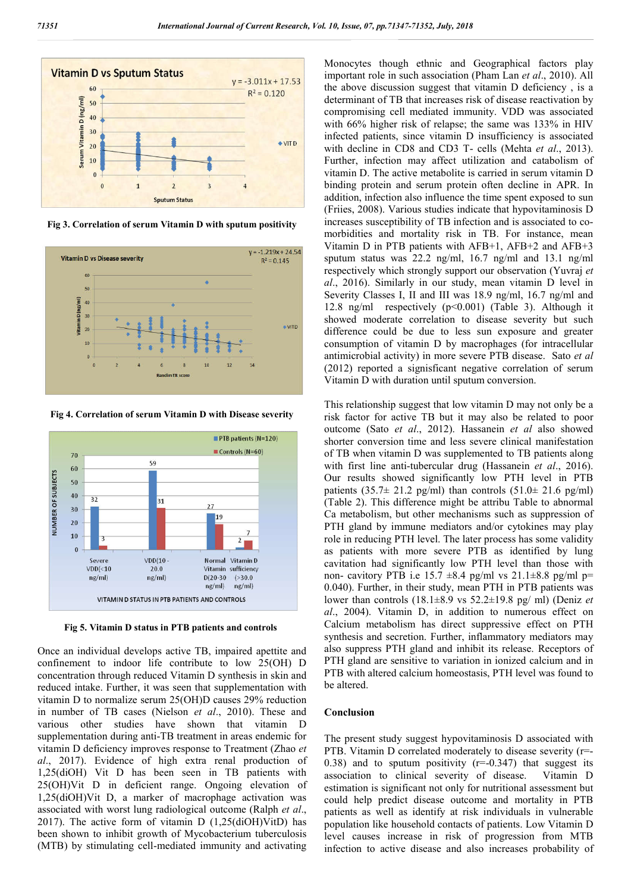Fig 3. Correlation of serum Vitamin D with sputum positivity

Fig 4. Correlation of serum Vitamin D with Disease severity

Fig 5. Vitamin D status in PTB patients and controls

Once an individual develops active TB, impaired apettite and confinement to indoor life contribute to low 25(OH) D concentration through reduced Vitamin D synthesis in skin and reduced intake. Further, it was seen that supplementation with vitamin D to normalize serum 25(OH)D causes 29% reduction in number of TB cases (Nielson *et al*., 2010). These and various other studies have shown that vitamin D supplementation during anti-TB treatment in areas endemic for vitamin D deficiency improves response to Treatment (Zhao *et al*., 2017). Evidence of high extra renal production of 1,25(diOH) Vit D has been seen in TB patients with 25(OH)Vit D in deficient range. Ongoing elevation of 1,25(diOH)Vit D, a marker of macrophage activation was associated with worst lung radiological outcome (Ralph *et al*., 2017). The active form of vitamin D (1,25(diOH)VitD) has been shown to inhibit growth of Mycobacterium tuberculosis (MTB) by stimulating cell-mediated immunity and activating Monocytes though ethnic and Geographical factors play important role in such association (Pham Lan *et al*., 2010). All the above discussion suggest that vitamin D deficiency , is a determinant of TB that increases risk of disease reactivation by compromising cell mediated immunity. VDD was associated with 66% higher risk of relapse; the same was 133% in HIV infected patients, since vitamin D insufficiency is associated with decline in CD8 and CD3 T- cells (Mehta *et al*., 2013). Further, infection may affect utilization and catabolism of vitamin D. The active metabolite is carried in serum vitamin D binding protein and serum protein often decline in APR. In addition, infection also influence the time spent exposed to sun (Friies, 2008). Various studies indicate that hypovitaminosis D increases susceptibility of TB infection and is associated to co-morbidities and mortality risk in TB. For instance, mean Vitamin D in PTB patients with AFB+1, AFB+2 and AFB+3 sputum status was 22.2 ng/ml, 16.7 ng/ml and 13.1 ng/ml respectively which strongly support our observation (Yuvraj *et al*., 2016). Similarly in our study, mean vitamin D level in Severity Classes I, II and III was 18.9 ng/ml, 16.7 ng/ml and 12.8 ng/ml respectively ($p<0.001$) (Table 3). Although it showed moderate correlation to disease severity but such difference could be due to less sun exposure and greater consumption of vitamin D by macrophages (for intracellular antimicrobial activity) in more severe PTB disease. Sato *et al* (2012) reported a significant negative correlation of serum Vitamin D with duration until sputum conversion.

This relationship suggest that low vitamin D may not only be a risk factor for active TB but it may also be related to poor outcome (Sato *et al*., 2012). Hassanein *et al* also showed shorter conversion time and less severe clinical manifestation of TB when vitamin D was supplemented to TB patients along with first line anti-tubercular drug (Hassanein *et al*., 2016). Our results showed significantly low PTH level in PTB patients (35.7± 21.2 pg/ml) than controls (51.0± 21.6 pg/ml) (Table 2). This difference might be attribu Table to abnormal Ca metabolism, but other mechanisms such as suppression of PTH gland by immune mediators and/or cytokines may play role in reducing PTH level. The later process has some validity as patients with more severe PTB as identified by lung cavitation had significantly low PTH level than those with non- cavitory PTB i.e 15.7 ±8.4 pg/ml vs 21.1±8.8 pg/ml $p=0.040$). Further, in their study, mean PTH in PTB patients was lower than controls (18.1±8.9 vs 52.2±19.8 pg/ ml) (Deniz *et al*., 2004). Vitamin D, in addition to numerous effect on Calcium metabolism has direct suppressive effect on PTH synthesis and secretion. Further, inflammatory mediators may also suppress PTH gland and inhibit its release. Receptors of PTH gland are sensitive to variation in ionized calcium and in PTB with altered calcium homeostasis, PTH level was found to be altered.

## Conclusion

The present study suggest hypovitaminosis D associated with PTB. Vitamin D correlated moderately to disease severity ($r=-0.38$) and to sputum positivity ($r=-0.347$) that suggest its association to clinical severity of disease. Vitamin D estimation is significant not only for nutritional assessment but could help predict disease outcome and mortality in PTB patients as well as identify at risk individuals in vulnerable population like household contacts of patients. Low Vitamin D level causes increase in risk of progression from MTB infection to active disease and also increases probability of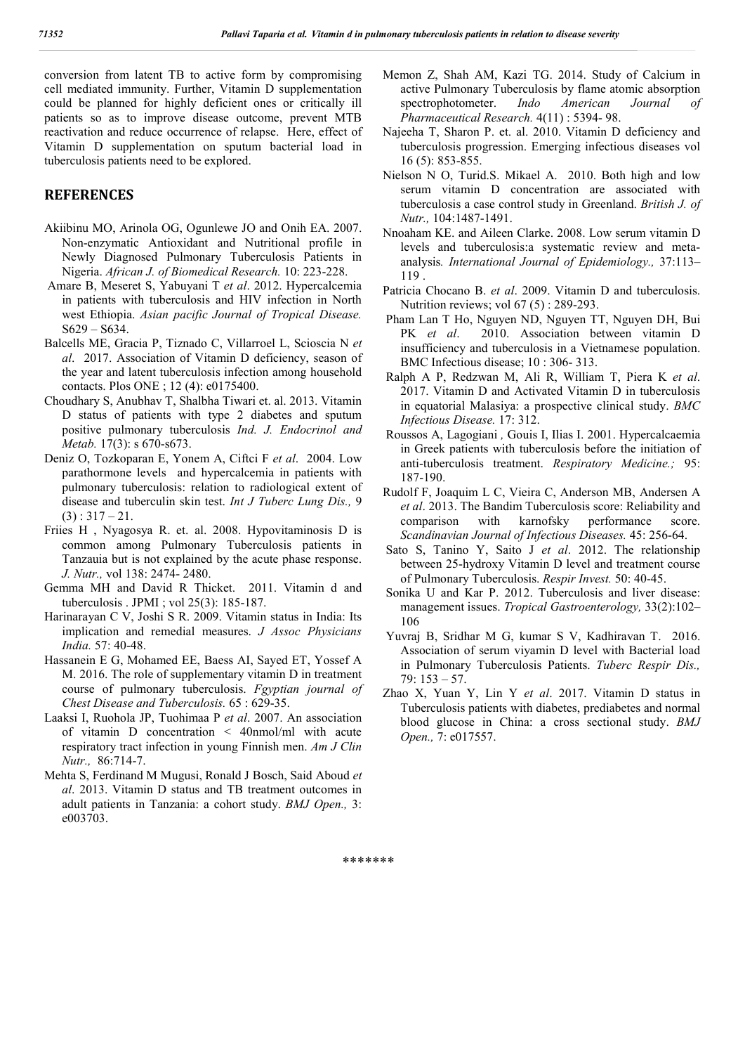conversion from latent TB to active form by compromising cell mediated immunity. Further, Vitamin D supplementation could be planned for highly deficient ones or critically ill patients so as to improve disease outcome, prevent MTB reactivation and reduce occurrence of relapse. Here, effect of Vitamin D supplementation on sputum bacterial load in tuberculosis patients need to be explored.

## REFERENCES

Akiibinu MO, Arinola OG, Ogunlewe JO and Onih EA. 2007. Non-enzymatic Antioxidant and Nutritional profile in Newly Diagnosed Pulmonary Tuberculosis Patients in Nigeria. *African J. of Biomedical Research.* 10: 223-228.

Amare B, Meseret S, Yabuyani T *et al*. 2012. Hypercalcemia in patients with tuberculosis and HIV infection in North west Ethiopia. *Asian pacific Journal of Tropical Disease.* S629 – S634.

Balcells ME, Gracia P, Tiznado C, Villarroel L, Scioscia N *et al*. 2017. Association of Vitamin D deficiency, season of the year and latent tuberculosis infection among household contacts. Plos ONE ; 12 (4): e0175400.

Choudhary S, Anubhav T, Shalbha Tiwari et. al. 2013. Vitamin D status of patients with type 2 diabetes and sputum positive pulmonary tuberculosis *Ind. J. Endocrinol and Metab.* 17(3): s 670-s673.

Deniz O, Tozkoparan E, Yonem A, Ciftci F *et al*. 2004. Low parathormone levels and hypercalcemia in patients with pulmonary tuberculosis: relation to radiological extent of disease and tuberculin skin test. *Int J Tuberc Lung Dis.,* 9 (3) : 317 – 21.

Friies H , Nyagosya R. et. al. 2008. Hypovitaminosis D is common among Pulmonary Tuberculosis patients in Tanzauia but is not explained by the acute phase response. *J. Nutr.,* vol 138: 2474- 2480.

Gemma MH and David R Thicket. 2011. Vitamin d and tuberculosis . JPMI ; vol 25(3): 185-187.

Harinarayan C V, Joshi S R. 2009. Vitamin status in India: Its implication and remedial measures. *J Assoc Physicians India.* 57: 40-48.

Hassanein E G, Mohamed EE, Baess AI, Sayed ET, Yossef A M. 2016. The role of supplementary vitamin D in treatment course of pulmonary tuberculosis. *Fgyptian journal of Chest Disease and Tuberculosis.* 65 : 629-35.

Laaksi I, Ruohola JP, Tuohimaa P *et al*. 2007. An association of vitamin D concentration < 40nmol/ml with acute respiratory tract infection in young Finnish men. *Am J Clin Nutr.,* 86:714-7.

Mehta S, Ferdinand M Mugusi, Ronald J Bosch, Said Aboud *et al*. 2013. Vitamin D status and TB treatment outcomes in adult patients in Tanzania: a cohort study. *BMJ Open.,* 3: e003703.

Memon Z, Shah AM, Kazi TG. 2014. Study of Calcium in active Pulmonary Tuberculosis by flame atomic absorption spectrophotometer. *Indo American Journal of Pharmaceutical Research.* 4(11) : 5394- 98.

Najeeha T, Sharon P. et. al. 2010. Vitamin D deficiency and tuberculosis progression. Emerging infectious diseases vol 16 (5): 853-855.

Nielson N O, Turid.S. Mikael A. 2010. Both high and low serum vitamin D concentration are associated with tuberculosis a case control study in Greenland. *British J. of Nutr.,* 104:1487-1491.

Nnoaham KE. and Aileen Clarke. 2008. Low serum vitamin D levels and tuberculosis:a systematic review and meta-analysis*. International Journal of Epidemiology.,* 37:113–119 .

Patricia Chocano B. *et al*. 2009. Vitamin D and tuberculosis. Nutrition reviews; vol 67 (5) : 289-293.

Pham Lan T Ho, Nguyen ND, Nguyen TT, Nguyen DH, Bui PK *et al*. 2010. Association between vitamin D insufficiency and tuberculosis in a Vietnamese population. BMC Infectious disease; 10 : 306- 313.

Ralph A P, Redzwan M, Ali R, William T, Piera K *et al*. 2017. Vitamin D and Activated Vitamin D in tuberculosis in equatorial Malasiya: a prospective clinical study. *BMC Infectious Disease.* 17: 312.

Roussos A, Lagogiani *,* Gouis I, Ilias I. 2001. Hypercalcaemia in Greek patients with tuberculosis before the initiation of anti-tuberculosis treatment. *Respiratory Medicine.;* 95: 187-190.

Rudolf F, Joaquim L C, Vieira C, Anderson MB, Andersen A *et al*. 2013. The Bandim Tuberculosis score: Reliability and comparison with karnofsky performance score. *Scandinavian Journal of Infectious Diseases.* 45: 256-64.

Sato S, Tanino Y, Saito J *et al*. 2012. The relationship between 25-hydroxy Vitamin D level and treatment course of Pulmonary Tuberculosis. *Respir Invest.* 50: 40-45.

Sonika U and Kar P. 2012. Tuberculosis and liver disease: management issues. *Tropical Gastroenterology,* 33(2):102–106

Yuvraj B, Sridhar M G, kumar S V, Kadhiravan T. 2016. Association of serum viyamin D level with Bacterial load in Pulmonary Tuberculosis Patients. *Tuberc Respir Dis.,* 79: 153 – 57.

Zhao X, Yuan Y, Lin Y *et al*. 2017. Vitamin D status in Tuberculosis patients with diabetes, prediabetes and normal blood glucose in China: a cross sectional study. *BMJ Open.,* 7: e017557.

*******